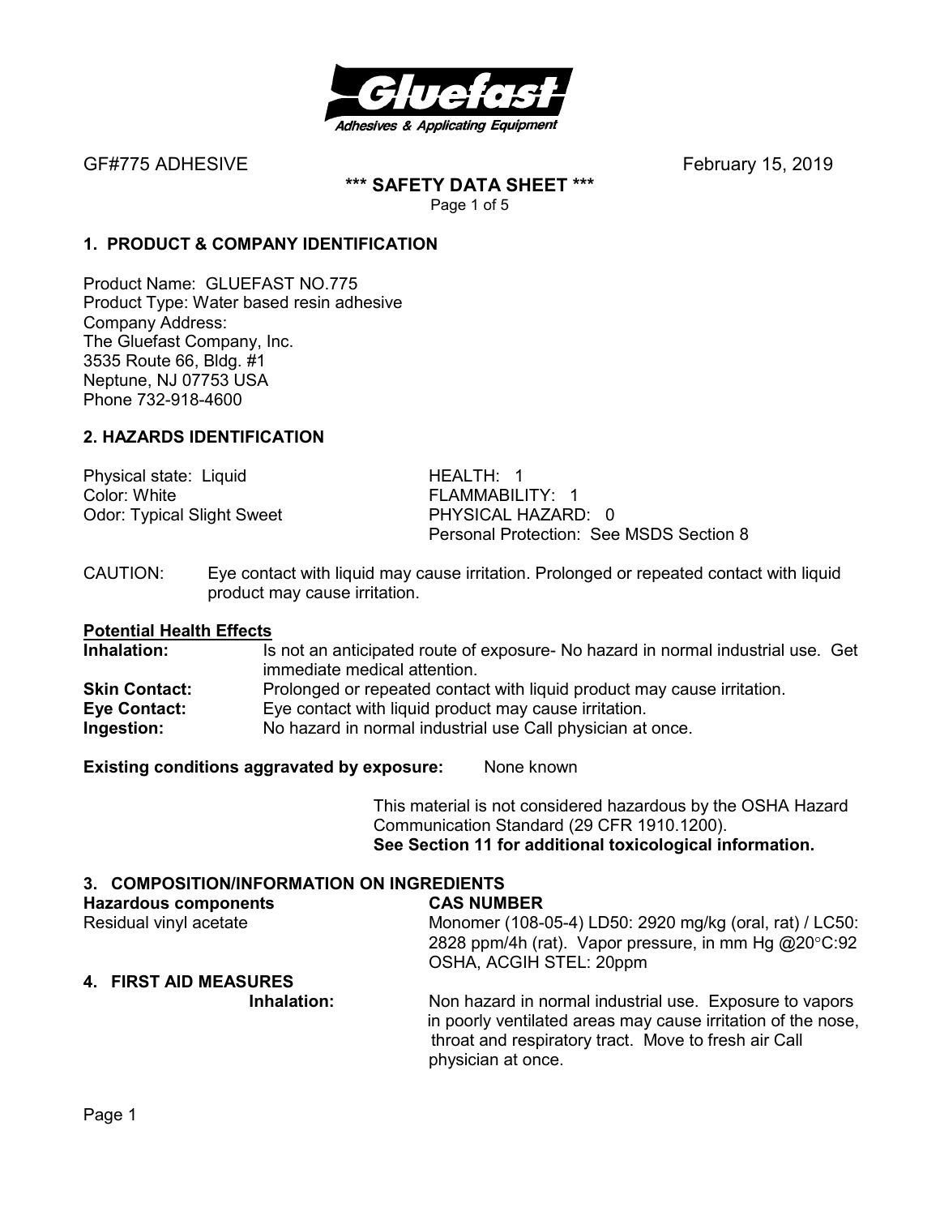GF#775 ADHESIVE February 15, 2019

**\*\*\* SAFETY DATA SHEET \*\*\***

## 1. PRODUCT & COMPANY IDENTIFICATION

Product Name: GLUEFAST NO.775
Product Type: Water based resin adhesive
Company Address:
The Gluefast Company, Inc.
3535 Route 66, Bldg. #1
Neptune, NJ 07753 USA
Phone 732-918-4600

## 2. HAZARDS IDENTIFICATION

| | |
|---|---|
| Physical state: Liquid | HEALTH: 1 |
| Color: White | FLAMMABILITY: 1 |
| Odor: Typical Slight Sweet | PHYSICAL HAZARD: 0 |
| | Personal Protection: See MSDS Section 8 |

CAUTION: Eye contact with liquid may cause irritation. Prolonged or repeated contact with liquid product may cause irritation.

**Potential Health Effects**

**Inhalation:** Is not an anticipated route of exposure- No hazard in normal industrial use. Get immediate medical attention.
**Skin Contact:** Prolonged or repeated contact with liquid product may cause irritation.
**Eye Contact:** Eye contact with liquid product may cause irritation.
**Ingestion:** No hazard in normal industrial use Call physician at once.

**Existing conditions aggravated by exposure:** None known

This material is not considered hazardous by the OSHA Hazard Communication Standard (29 CFR 1910.1200).
**See Section 11 for additional toxicological information.**

## 3. COMPOSITION/INFORMATION ON INGREDIENTS

| **Hazardous components** | **CAS NUMBER** |
|---|---|
| Residual vinyl acetate | Monomer (108-05-4) LD50: 2920 mg/kg (oral, rat) / LC50: 2828 ppm/4h (rat). Vapor pressure, in mm Hg @20°C:92 OSHA, ACGIH STEL: 20ppm |

## 4. FIRST AID MEASURES

**Inhalation:** Non hazard in normal industrial use. Exposure to vapors in poorly ventilated areas may cause irritation of the nose, throat and respiratory tract. Move to fresh air Call physician at once.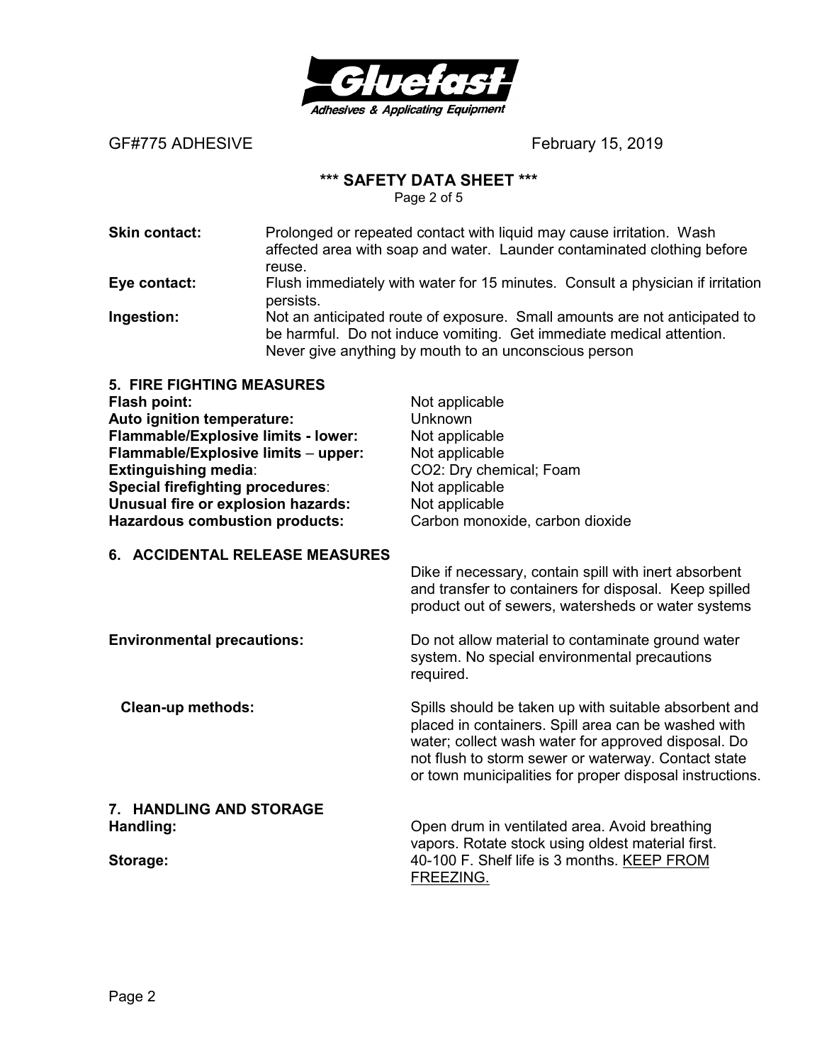**Skin contact:** Prolonged or repeated contact with liquid may cause irritation. Wash affected area with soap and water. Launder contaminated clothing before reuse.

**Eye contact:** Flush immediately with water for 15 minutes. Consult a physician if irritation persists.

**Ingestion:** Not an anticipated route of exposure. Small amounts are not anticipated to be harmful. Do not induce vomiting. Get immediate medical attention. Never give anything by mouth to an unconscious person

## 5. FIRE FIGHTING MEASURES

**Flash point:** Not applicable
**Auto ignition temperature:** Unknown
**Flammable/Explosive limits - lower:** Not applicable
**Flammable/Explosive limits – upper:** Not applicable
**Extinguishing media**: $CO_2$: Dry chemical; Foam
**Special firefighting procedures**: Not applicable
**Unusual fire or explosion hazards:** Not applicable
**Hazardous combustion products:** Carbon monoxide, carbon dioxide

## 6. ACCIDENTAL RELEASE MEASURES

Dike if necessary, contain spill with inert absorbent and transfer to containers for disposal. Keep spilled product out of sewers, watersheds or water systems

**Environmental precautions:** Do not allow material to contaminate ground water system. No special environmental precautions required.

**Clean-up methods:** Spills should be taken up with suitable absorbent and placed in containers. Spill area can be washed with water; collect wash water for approved disposal. Do not flush to storm sewer or waterway. Contact state or town municipalities for proper disposal instructions.

## 7. HANDLING AND STORAGE

**Handling:** Open drum in ventilated area. Avoid breathing vapors. Rotate stock using oldest material first.

**Storage:** 40-100 F. Shelf life is 3 months. KEEP FROM FREEZING.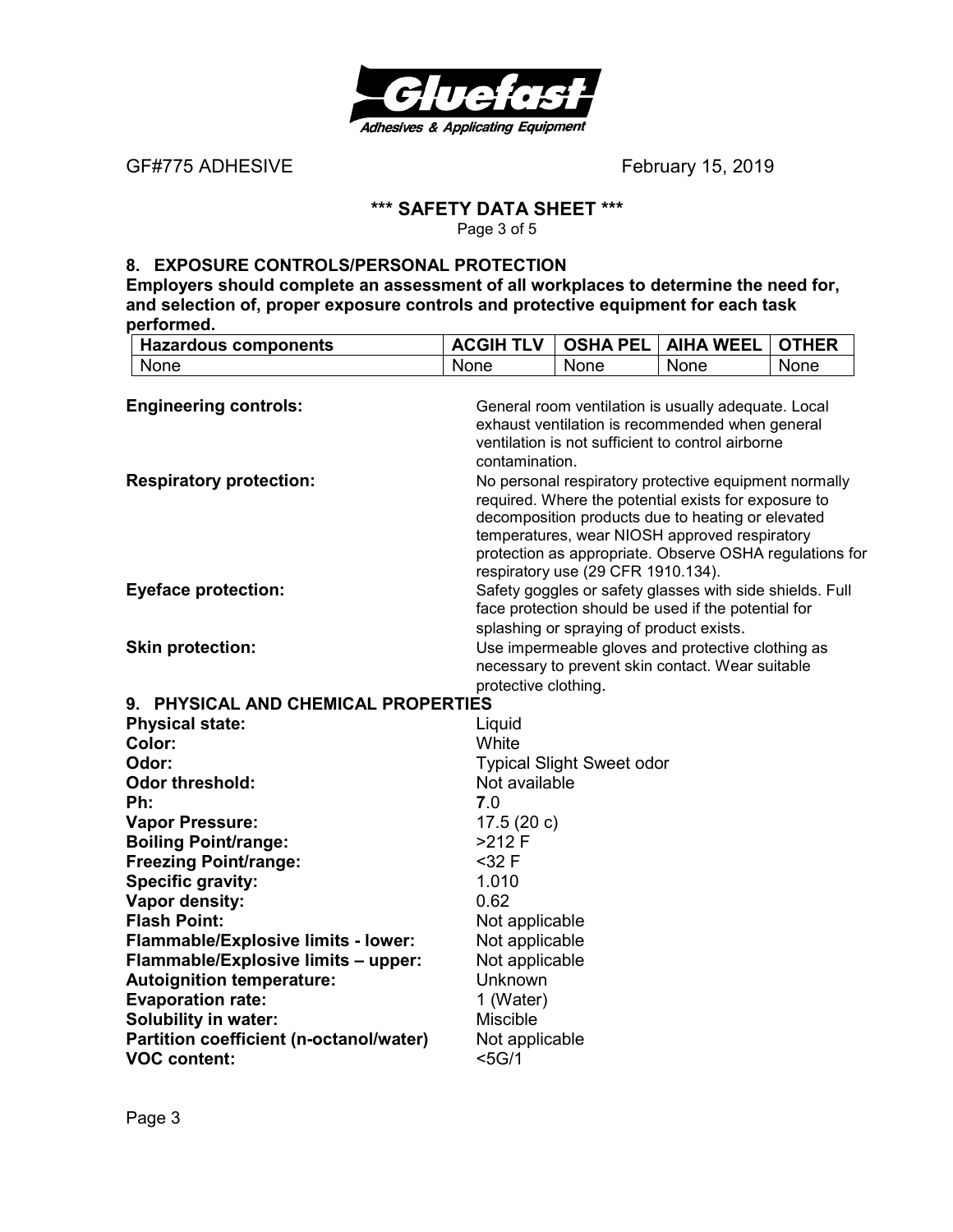GF#775 ADHESIVE February 15, 2019

**\*\*\* SAFETY DATA SHEET \*\*\***

## 8. EXPOSURE CONTROLS/PERSONAL PROTECTION

**Employers should complete an assessment of all workplaces to determine the need for, and selection of, proper exposure controls and protective equipment for each task performed.**

| Hazardous components | ACGIH TLV | OSHA PEL | AIHA WEEL | OTHER |
| --- | --- | --- | --- | --- |
| None | None | None | None | None |

**Engineering controls:** General room ventilation is usually adequate. Local exhaust ventilation is recommended when general ventilation is not sufficient to control airborne contamination.

**Respiratory protection:** No personal respiratory protective equipment normally required. Where the potential exists for exposure to decomposition products due to heating or elevated temperatures, wear NIOSH approved respiratory protection as appropriate. Observe OSHA regulations for respiratory use (29 CFR 1910.134).

**Eyeface protection:** Safety goggles or safety glasses with side shields. Full face protection should be used if the potential for splashing or spraying of product exists.

**Skin protection:** Use impermeable gloves and protective clothing as necessary to prevent skin contact. Wear suitable protective clothing.

## 9. PHYSICAL AND CHEMICAL PROPERTIES

**Physical state:** Liquid
**Color:** White
**Odor:** Typical Slight Sweet odor
**Odor threshold:** Not available
**Ph:** **7**.0
**Vapor Pressure:** 17.5 (20 c)
**Boiling Point/range:** >212 F
**Freezing Point/range:** <32 F
**Specific gravity:** 1.010
**Vapor density:** 0.62
**Flash Point:** Not applicable
**Flammable/Explosive limits - lower:** Not applicable
**Flammable/Explosive limits – upper:** Not applicable
**Autoignition temperature:** Unknown
**Evaporation rate:** 1 (Water)
**Solubility in water:** Miscible
**Partition coefficient (n-octanol/water)** Not applicable
**VOC content:** <5G/1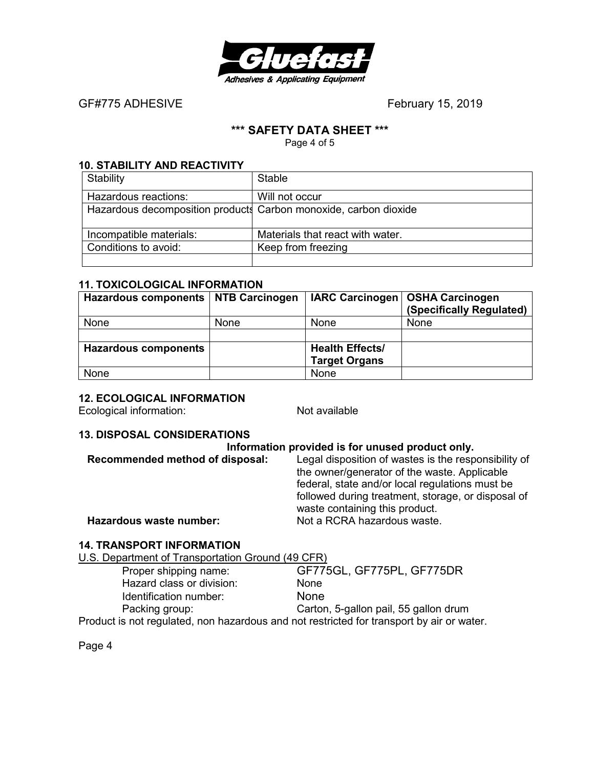## 10. STABILITY AND REACTIVITY

| Stability | Stable |
|---|---|
| Hazardous reactions: | Will not occur |
| Hazardous decomposition products | Carbon monoxide, carbon dioxide |
| Incompatible materials: | Materials that react with water. |
| Conditions to avoid: | Keep from freezing |
| | |

## 11. TOXICOLOGICAL INFORMATION

| Hazardous components | NTB Carcinogen | IARC Carcinogen | OSHA Carcinogen (Specifically Regulated) |
|---|---|---|---|
| None | None | None | None |
| | | | |
| **Hazardous components** | | **Health Effects/ Target Organs** | |
| None | | None | |

## 12. ECOLOGICAL INFORMATION

Ecological information: Not available

## 13. DISPOSAL CONSIDERATIONS

**Information provided is for unused product only.**

**Recommended method of disposal:** Legal disposition of wastes is the responsibility of the owner/generator of the waste. Applicable federal, state and/or local regulations must be followed during treatment, storage, or disposal of waste containing this product.

**Hazardous waste number:** Not a RCRA hazardous waste.

## 14. TRANSPORT INFORMATION

U.S. Department of Transportation Ground (49 CFR)

- Proper shipping name: GF775GL, GF775PL, GF775DR
- Hazard class or division: None
- Identification number: None
- Packing group: Carton, 5-gallon pail, 55 gallon drum

Product is not regulated, non hazardous and not restricted for transport by air or water.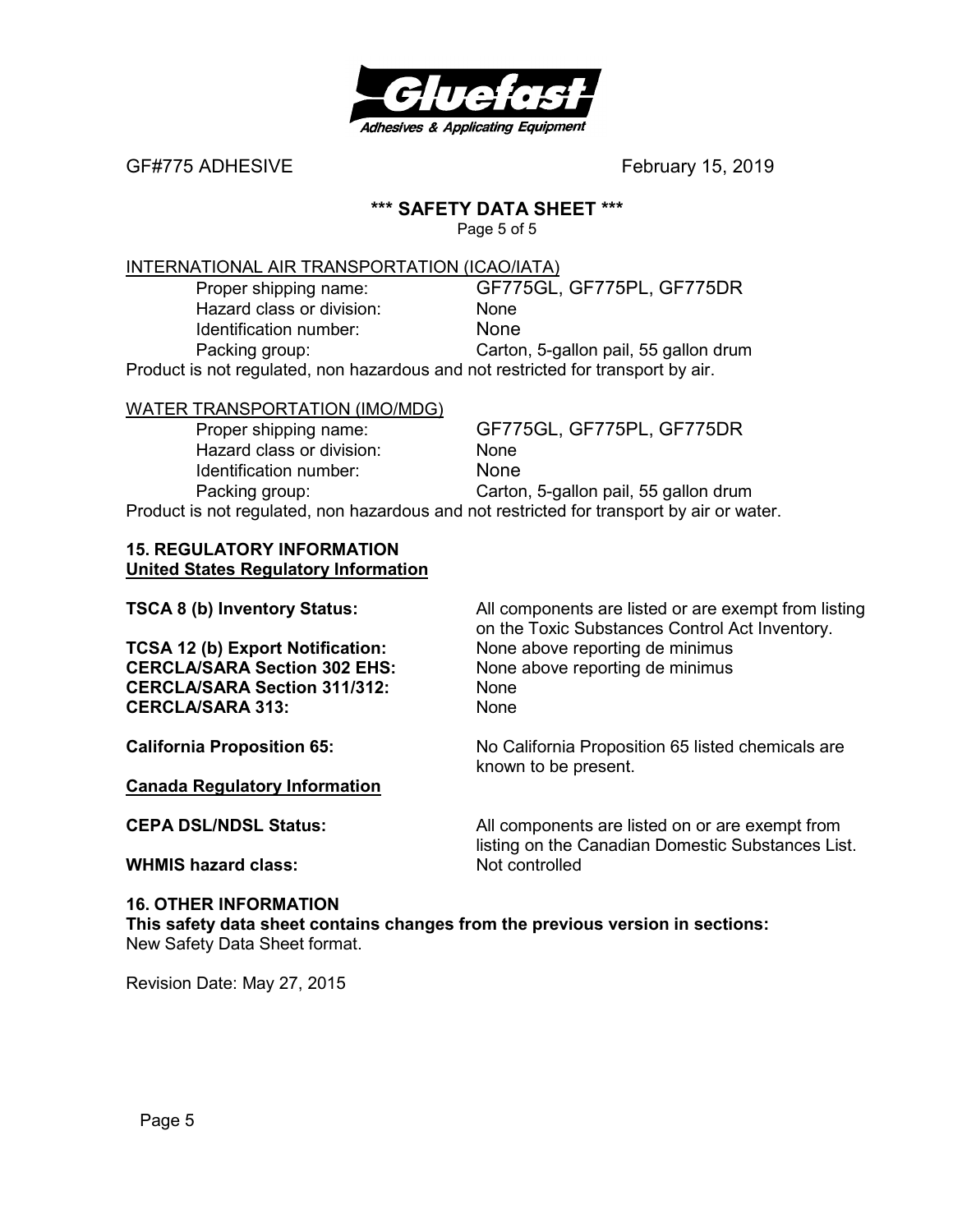INTERNATIONAL AIR TRANSPORTATION (ICAO/IATA)

| | |
|---|---|
| Proper shipping name: | GF775GL, GF775PL, GF775DR |
| Hazard class or division: | None |
| Identification number: | None |
| Packing group: | Carton, 5-gallon pail, 55 gallon drum |

Product is not regulated, non hazardous and not restricted for transport by air.

WATER TRANSPORTATION (IMO/MDG)

| | |
|---|---|
| Proper shipping name: | GF775GL, GF775PL, GF775DR |
| Hazard class or division: | None |
| Identification number: | None |
| Packing group: | Carton, 5-gallon pail, 55 gallon drum |

Product is not regulated, non hazardous and not restricted for transport by air or water.

## 15. REGULATORY INFORMATION

**United States Regulatory Information**

| | |
|---|---|
| **TSCA 8 (b) Inventory Status:** | All components are listed or are exempt from listing on the Toxic Substances Control Act Inventory. |
| **TCSA 12 (b) Export Notification:** | None above reporting de minimus |
| **CERCLA/SARA Section 302 EHS:** | None above reporting de minimus |
| **CERCLA/SARA Section 311/312:** | None |
| **CERCLA/SARA 313:** | None |
| **California Proposition 65:** | No California Proposition 65 listed chemicals are known to be present. |

**Canada Regulatory Information**

| | |
|---|---|
| **CEPA DSL/NDSL Status:** | All components are listed on or are exempt from listing on the Canadian Domestic Substances List. |
| **WHMIS hazard class:** | Not controlled |

## 16. OTHER INFORMATION

**This safety data sheet contains changes from the previous version in sections:**
New Safety Data Sheet format.

Revision Date: May 27, 2015